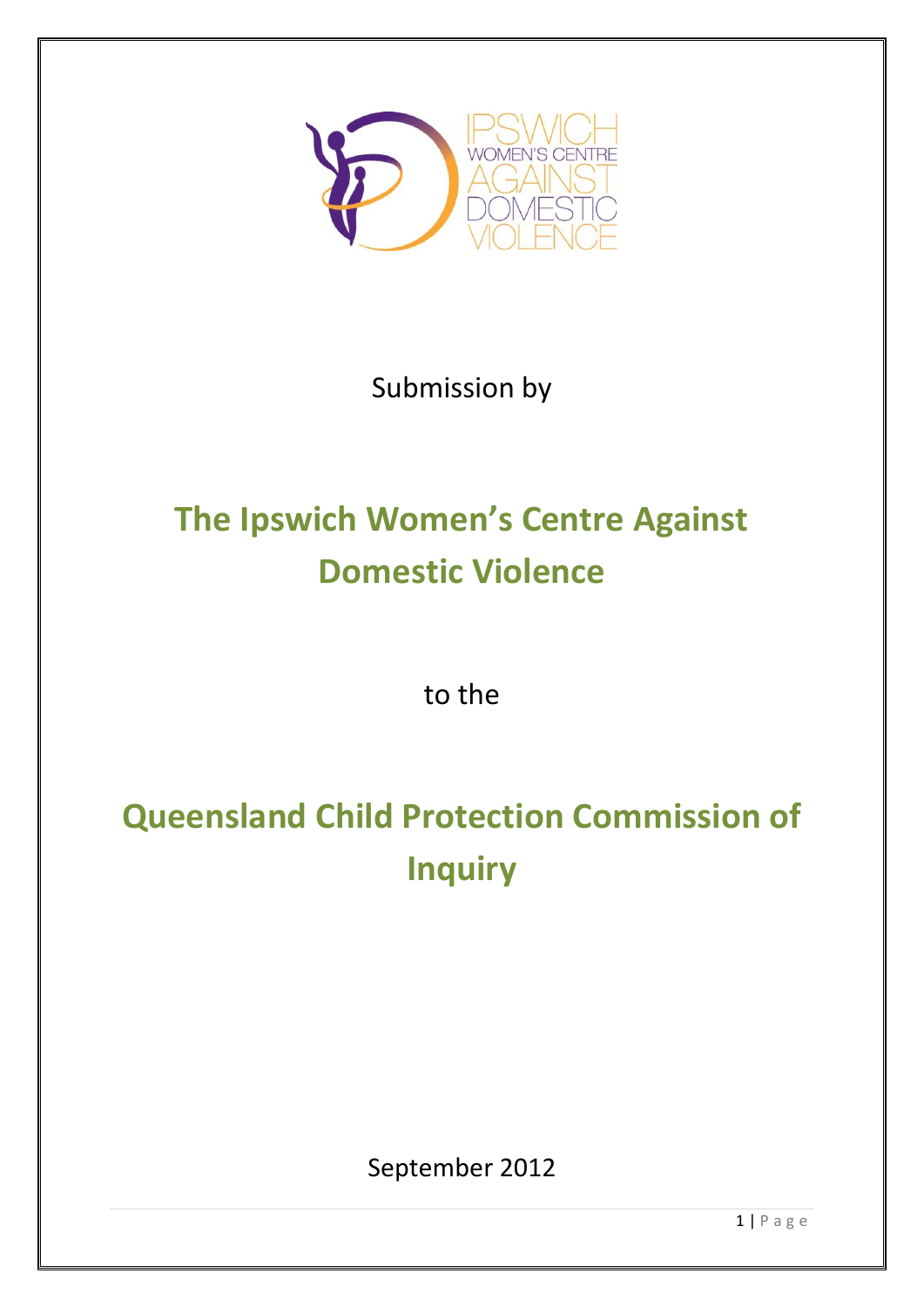Submission by

# The Ipswich Women's Centre Against Domestic Violence

to the

# Queensland Child Protection Commission of Inquiry

September 2012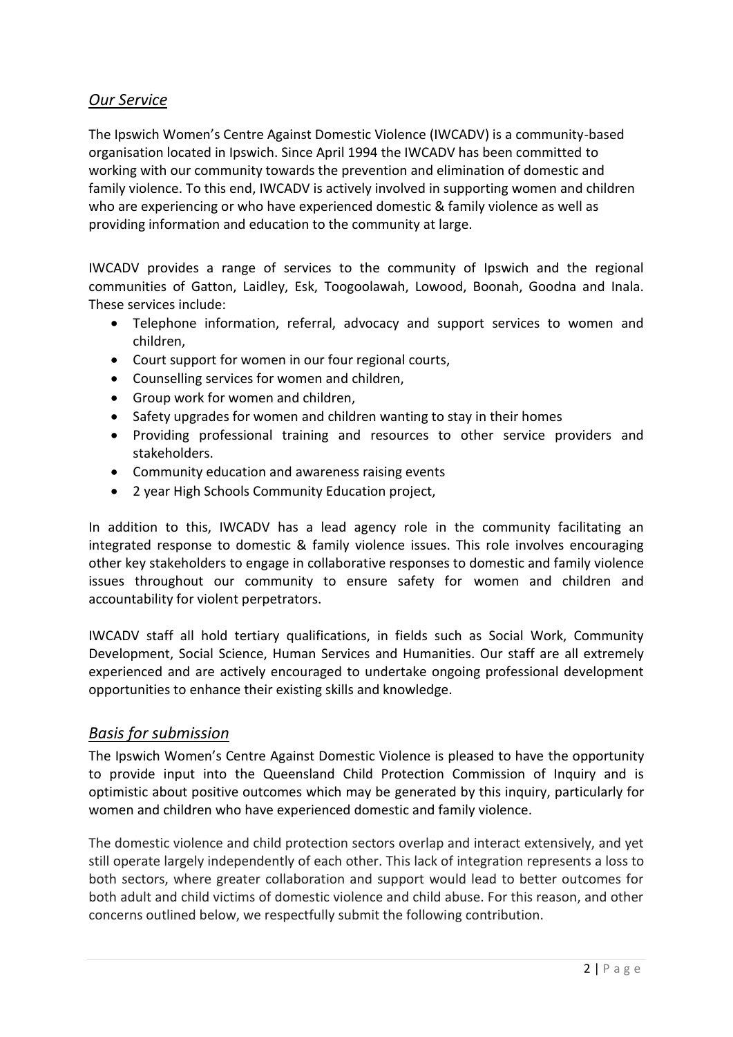## *Our Service*

The Ipswich Women's Centre Against Domestic Violence (IWCADV) is a community-based organisation located in Ipswich. Since April 1994 the IWCADV has been committed to working with our community towards the prevention and elimination of domestic and family violence. To this end, IWCADV is actively involved in supporting women and children who are experiencing or who have experienced domestic & family violence as well as providing information and education to the community at large.

IWCADV provides a range of services to the community of Ipswich and the regional communities of Gatton, Laidley, Esk, Toogoolawah, Lowood, Boonah, Goodna and Inala. These services include:

- Telephone information, referral, advocacy and support services to women and children,
- Court support for women in our four regional courts,
- Counselling services for women and children,
- Group work for women and children,
- Safety upgrades for women and children wanting to stay in their homes
- Providing professional training and resources to other service providers and stakeholders.
- Community education and awareness raising events
- 2 year High Schools Community Education project,

In addition to this, IWCADV has a lead agency role in the community facilitating an integrated response to domestic & family violence issues. This role involves encouraging other key stakeholders to engage in collaborative responses to domestic and family violence issues throughout our community to ensure safety for women and children and accountability for violent perpetrators.

IWCADV staff all hold tertiary qualifications, in fields such as Social Work, Community Development, Social Science, Human Services and Humanities. Our staff are all extremely experienced and are actively encouraged to undertake ongoing professional development opportunities to enhance their existing skills and knowledge.

## *Basis for submission*

The Ipswich Women's Centre Against Domestic Violence is pleased to have the opportunity to provide input into the Queensland Child Protection Commission of Inquiry and is optimistic about positive outcomes which may be generated by this inquiry, particularly for women and children who have experienced domestic and family violence.

The domestic violence and child protection sectors overlap and interact extensively, and yet still operate largely independently of each other. This lack of integration represents a loss to both sectors, where greater collaboration and support would lead to better outcomes for both adult and child victims of domestic violence and child abuse. For this reason, and other concerns outlined below, we respectfully submit the following contribution.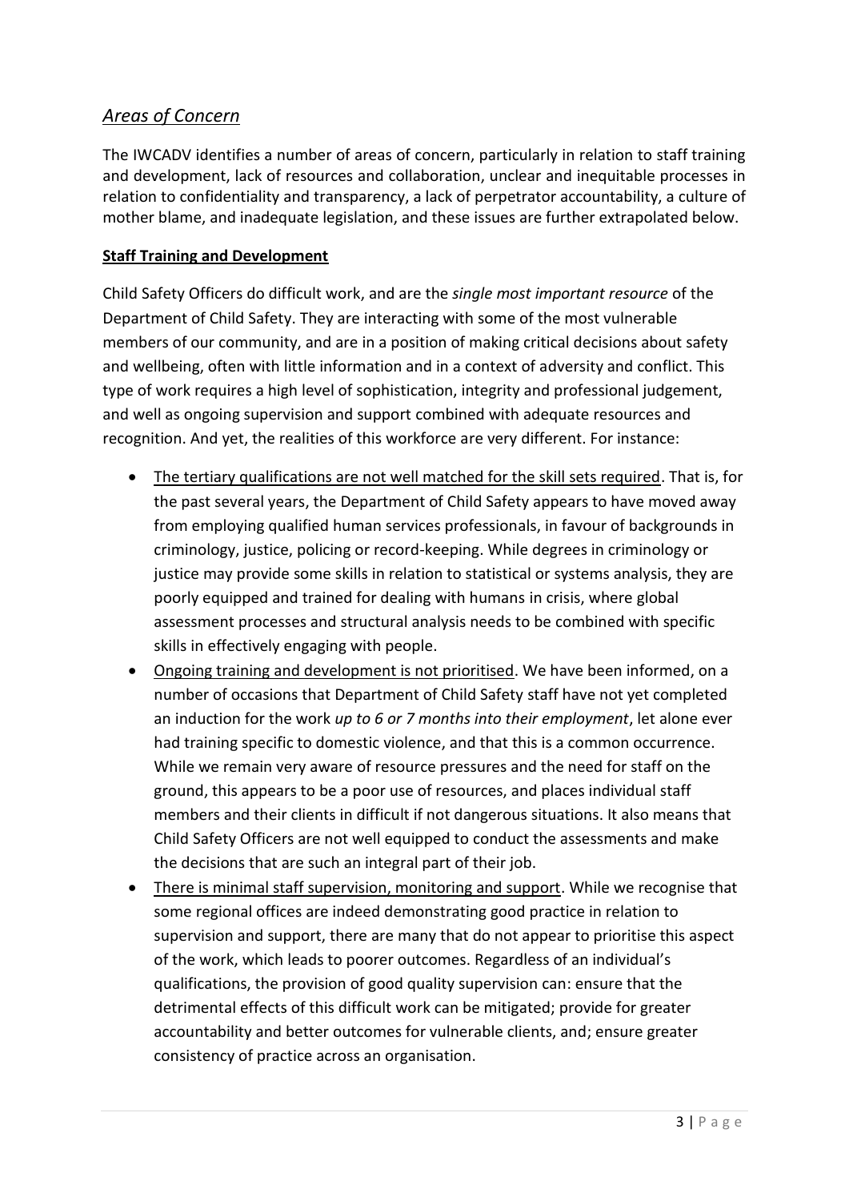## *Areas of Concern*

The IWCADV identifies a number of areas of concern, particularly in relation to staff training and development, lack of resources and collaboration, unclear and inequitable processes in relation to confidentiality and transparency, a lack of perpetrator accountability, a culture of mother blame, and inadequate legislation, and these issues are further extrapolated below.

### **Staff Training and Development**

Child Safety Officers do difficult work, and are the *single most important resource* of the Department of Child Safety. They are interacting with some of the most vulnerable members of our community, and are in a position of making critical decisions about safety and wellbeing, often with little information and in a context of adversity and conflict. This type of work requires a high level of sophistication, integrity and professional judgement, and well as ongoing supervision and support combined with adequate resources and recognition. And yet, the realities of this workforce are very different. For instance:

- <u>The tertiary qualifications are not well matched for the skill sets required</u>. That is, for the past several years, the Department of Child Safety appears to have moved away from employing qualified human services professionals, in favour of backgrounds in criminology, justice, policing or record-keeping. While degrees in criminology or justice may provide some skills in relation to statistical or systems analysis, they are poorly equipped and trained for dealing with humans in crisis, where global assessment processes and structural analysis needs to be combined with specific skills in effectively engaging with people.
- <u>Ongoing training and development is not prioritised</u>. We have been informed, on a number of occasions that Department of Child Safety staff have not yet completed an induction for the work *up to 6 or 7 months into their employment*, let alone ever had training specific to domestic violence, and that this is a common occurrence. While we remain very aware of resource pressures and the need for staff on the ground, this appears to be a poor use of resources, and places individual staff members and their clients in difficult if not dangerous situations. It also means that Child Safety Officers are not well equipped to conduct the assessments and make the decisions that are such an integral part of their job.
- <u>There is minimal staff supervision, monitoring and support</u>. While we recognise that some regional offices are indeed demonstrating good practice in relation to supervision and support, there are many that do not appear to prioritise this aspect of the work, which leads to poorer outcomes. Regardless of an individual's qualifications, the provision of good quality supervision can: ensure that the detrimental effects of this difficult work can be mitigated; provide for greater accountability and better outcomes for vulnerable clients, and; ensure greater consistency of practice across an organisation.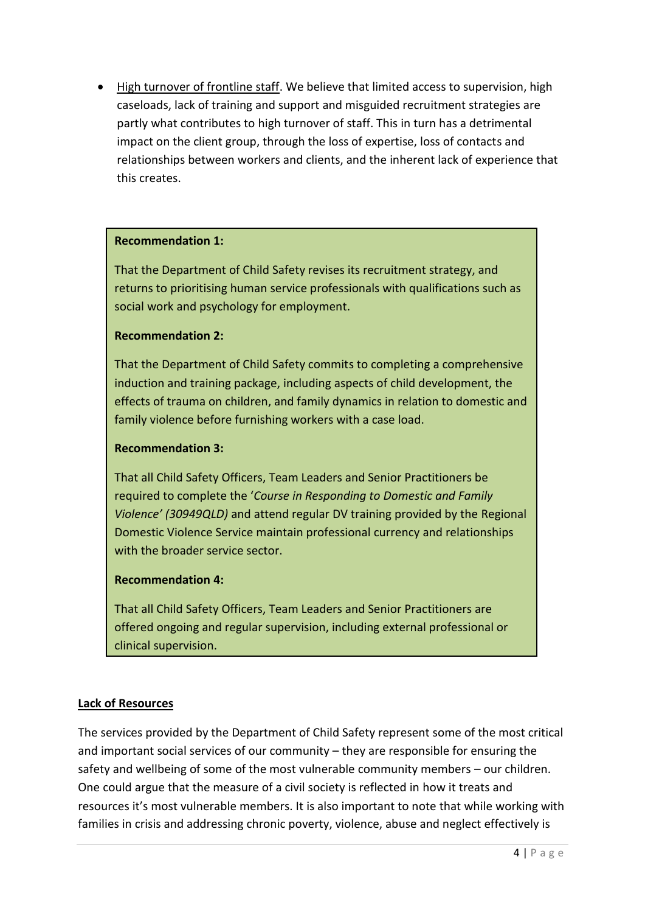- <u>High turnover of frontline staff</u>. We believe that limited access to supervision, high caseloads, lack of training and support and misguided recruitment strategies are partly what contributes to high turnover of staff. This in turn has a detrimental impact on the client group, through the loss of expertise, loss of contacts and relationships between workers and clients, and the inherent lack of experience that this creates.

> **Recommendation 1:**
>
> That the Department of Child Safety revises its recruitment strategy, and returns to prioritising human service professionals with qualifications such as social work and psychology for employment.
>
> **Recommendation 2:**
>
> That the Department of Child Safety commits to completing a comprehensive induction and training package, including aspects of child development, the effects of trauma on children, and family dynamics in relation to domestic and family violence before furnishing workers with a case load.
>
> **Recommendation 3:**
>
> That all Child Safety Officers, Team Leaders and Senior Practitioners be required to complete the '*Course in Responding to Domestic and Family Violence' (30949QLD)* and attend regular DV training provided by the Regional Domestic Violence Service maintain professional currency and relationships with the broader service sector.
>
> **Recommendation 4:**
>
> That all Child Safety Officers, Team Leaders and Senior Practitioners are offered ongoing and regular supervision, including external professional or clinical supervision.

## <u>Lack of Resources</u>

The services provided by the Department of Child Safety represent some of the most critical and important social services of our community – they are responsible for ensuring the safety and wellbeing of some of the most vulnerable community members – our children. One could argue that the measure of a civil society is reflected in how it treats and resources it's most vulnerable members. It is also important to note that while working with families in crisis and addressing chronic poverty, violence, abuse and neglect effectively is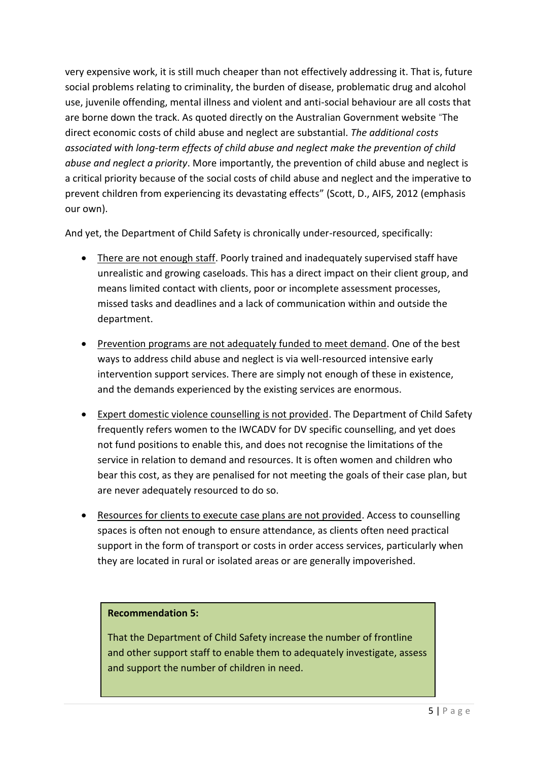very expensive work, it is still much cheaper than not effectively addressing it. That is, future social problems relating to criminality, the burden of disease, problematic drug and alcohol use, juvenile offending, mental illness and violent and anti-social behaviour are all costs that are borne down the track. As quoted directly on the Australian Government website "The direct economic costs of child abuse and neglect are substantial. *The additional costs associated with long-term effects of child abuse and neglect make the prevention of child abuse and neglect a priority*. More importantly, the prevention of child abuse and neglect is a critical priority because of the social costs of child abuse and neglect and the imperative to prevent children from experiencing its devastating effects" (Scott, D., AIFS, 2012 (emphasis our own).

And yet, the Department of Child Safety is chronically under-resourced, specifically:

- <u>There are not enough staff</u>. Poorly trained and inadequately supervised staff have unrealistic and growing caseloads. This has a direct impact on their client group, and means limited contact with clients, poor or incomplete assessment processes, missed tasks and deadlines and a lack of communication within and outside the department.
- <u>Prevention programs are not adequately funded to meet demand</u>. One of the best ways to address child abuse and neglect is via well-resourced intensive early intervention support services. There are simply not enough of these in existence, and the demands experienced by the existing services are enormous.
- <u>Expert domestic violence counselling is not provided</u>. The Department of Child Safety frequently refers women to the IWCADV for DV specific counselling, and yet does not fund positions to enable this, and does not recognise the limitations of the service in relation to demand and resources. It is often women and children who bear this cost, as they are penalised for not meeting the goals of their case plan, but are never adequately resourced to do so.
- <u>Resources for clients to execute case plans are not provided</u>. Access to counselling spaces is often not enough to ensure attendance, as clients often need practical support in the form of transport or costs in order access services, particularly when they are located in rural or isolated areas or are generally impoverished.

**Recommendation 5:**

That the Department of Child Safety increase the number of frontline and other support staff to enable them to adequately investigate, assess and support the number of children in need.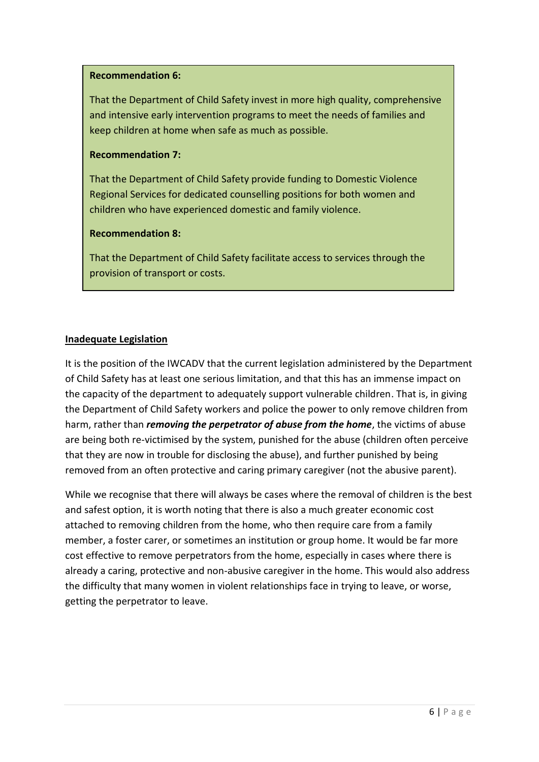**Recommendation 6:**

That the Department of Child Safety invest in more high quality, comprehensive and intensive early intervention programs to meet the needs of families and keep children at home when safe as much as possible.

**Recommendation 7:**

That the Department of Child Safety provide funding to Domestic Violence Regional Services for dedicated counselling positions for both women and children who have experienced domestic and family violence.

**Recommendation 8:**

That the Department of Child Safety facilitate access to services through the provision of transport or costs.

## Inadequate Legislation

It is the position of the IWCADV that the current legislation administered by the Department of Child Safety has at least one serious limitation, and that this has an immense impact on the capacity of the department to adequately support vulnerable children. That is, in giving the Department of Child Safety workers and police the power to only remove children from harm, rather than ***removing the perpetrator of abuse from the home***, the victims of abuse are being both re-victimised by the system, punished for the abuse (children often perceive that they are now in trouble for disclosing the abuse), and further punished by being removed from an often protective and caring primary caregiver (not the abusive parent).

While we recognise that there will always be cases where the removal of children is the best and safest option, it is worth noting that there is also a much greater economic cost attached to removing children from the home, who then require care from a family member, a foster carer, or sometimes an institution or group home. It would be far more cost effective to remove perpetrators from the home, especially in cases where there is already a caring, protective and non-abusive caregiver in the home. This would also address the difficulty that many women in violent relationships face in trying to leave, or worse, getting the perpetrator to leave.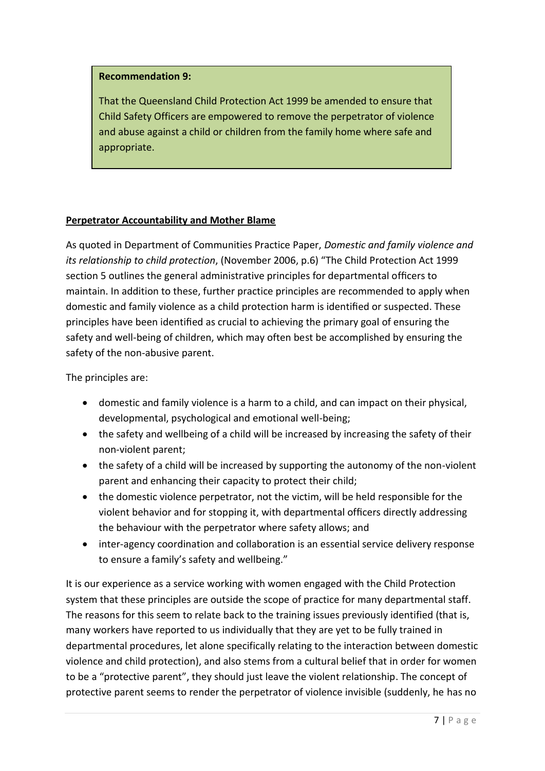**Recommendation 9:**

That the Queensland Child Protection Act 1999 be amended to ensure that Child Safety Officers are empowered to remove the perpetrator of violence and abuse against a child or children from the family home where safe and appropriate.

**Perpetrator Accountability and Mother Blame**

As quoted in Department of Communities Practice Paper, *Domestic and family violence and its relationship to child protection*, (November 2006, p.6) "The Child Protection Act 1999 section 5 outlines the general administrative principles for departmental officers to maintain. In addition to these, further practice principles are recommended to apply when domestic and family violence as a child protection harm is identified or suspected. These principles have been identified as crucial to achieving the primary goal of ensuring the safety and well-being of children, which may often best be accomplished by ensuring the safety of the non-abusive parent.

The principles are:

- domestic and family violence is a harm to a child, and can impact on their physical, developmental, psychological and emotional well-being;
- the safety and wellbeing of a child will be increased by increasing the safety of their non-violent parent;
- the safety of a child will be increased by supporting the autonomy of the non-violent parent and enhancing their capacity to protect their child;
- the domestic violence perpetrator, not the victim, will be held responsible for the violent behavior and for stopping it, with departmental officers directly addressing the behaviour with the perpetrator where safety allows; and
- inter-agency coordination and collaboration is an essential service delivery response to ensure a family's safety and wellbeing."

It is our experience as a service working with women engaged with the Child Protection system that these principles are outside the scope of practice for many departmental staff. The reasons for this seem to relate back to the training issues previously identified (that is, many workers have reported to us individually that they are yet to be fully trained in departmental procedures, let alone specifically relating to the interaction between domestic violence and child protection), and also stems from a cultural belief that in order for women to be a "protective parent", they should just leave the violent relationship. The concept of protective parent seems to render the perpetrator of violence invisible (suddenly, he has no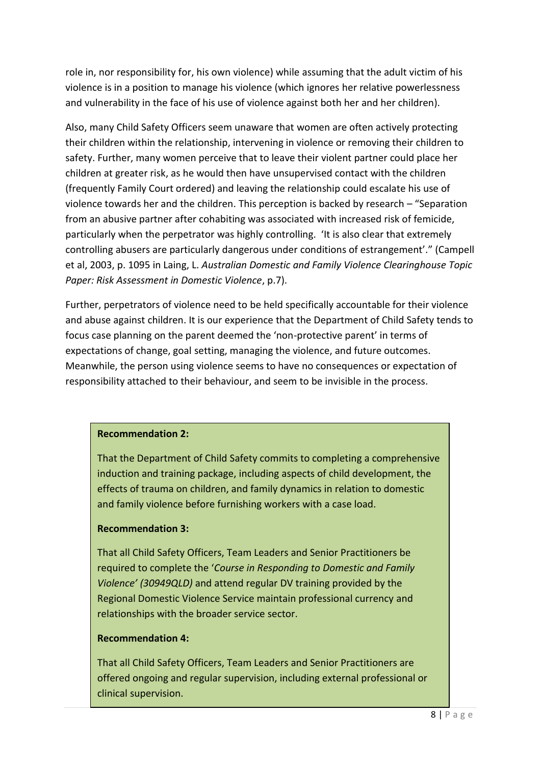role in, nor responsibility for, his own violence) while assuming that the adult victim of his violence is in a position to manage his violence (which ignores her relative powerlessness and vulnerability in the face of his use of violence against both her and her children).

Also, many Child Safety Officers seem unaware that women are often actively protecting their children within the relationship, intervening in violence or removing their children to safety. Further, many women perceive that to leave their violent partner could place her children at greater risk, as he would then have unsupervised contact with the children (frequently Family Court ordered) and leaving the relationship could escalate his use of violence towards her and the children. This perception is backed by research – "Separation from an abusive partner after cohabiting was associated with increased risk of femicide, particularly when the perpetrator was highly controlling. 'It is also clear that extremely controlling abusers are particularly dangerous under conditions of estrangement'." (Campell et al, 2003, p. 1095 in Laing, L. *Australian Domestic and Family Violence Clearinghouse Topic Paper: Risk Assessment in Domestic Violence*, p.7).

Further, perpetrators of violence need to be held specifically accountable for their violence and abuse against children. It is our experience that the Department of Child Safety tends to focus case planning on the parent deemed the 'non-protective parent' in terms of expectations of change, goal setting, managing the violence, and future outcomes. Meanwhile, the person using violence seems to have no consequences or expectation of responsibility attached to their behaviour, and seem to be invisible in the process.

**Recommendation 2:**

That the Department of Child Safety commits to completing a comprehensive induction and training package, including aspects of child development, the effects of trauma on children, and family dynamics in relation to domestic and family violence before furnishing workers with a case load.

**Recommendation 3:**

That all Child Safety Officers, Team Leaders and Senior Practitioners be required to complete the '*Course in Responding to Domestic and Family Violence' (30949QLD)* and attend regular DV training provided by the Regional Domestic Violence Service maintain professional currency and relationships with the broader service sector.

**Recommendation 4:**

That all Child Safety Officers, Team Leaders and Senior Practitioners are offered ongoing and regular supervision, including external professional or clinical supervision.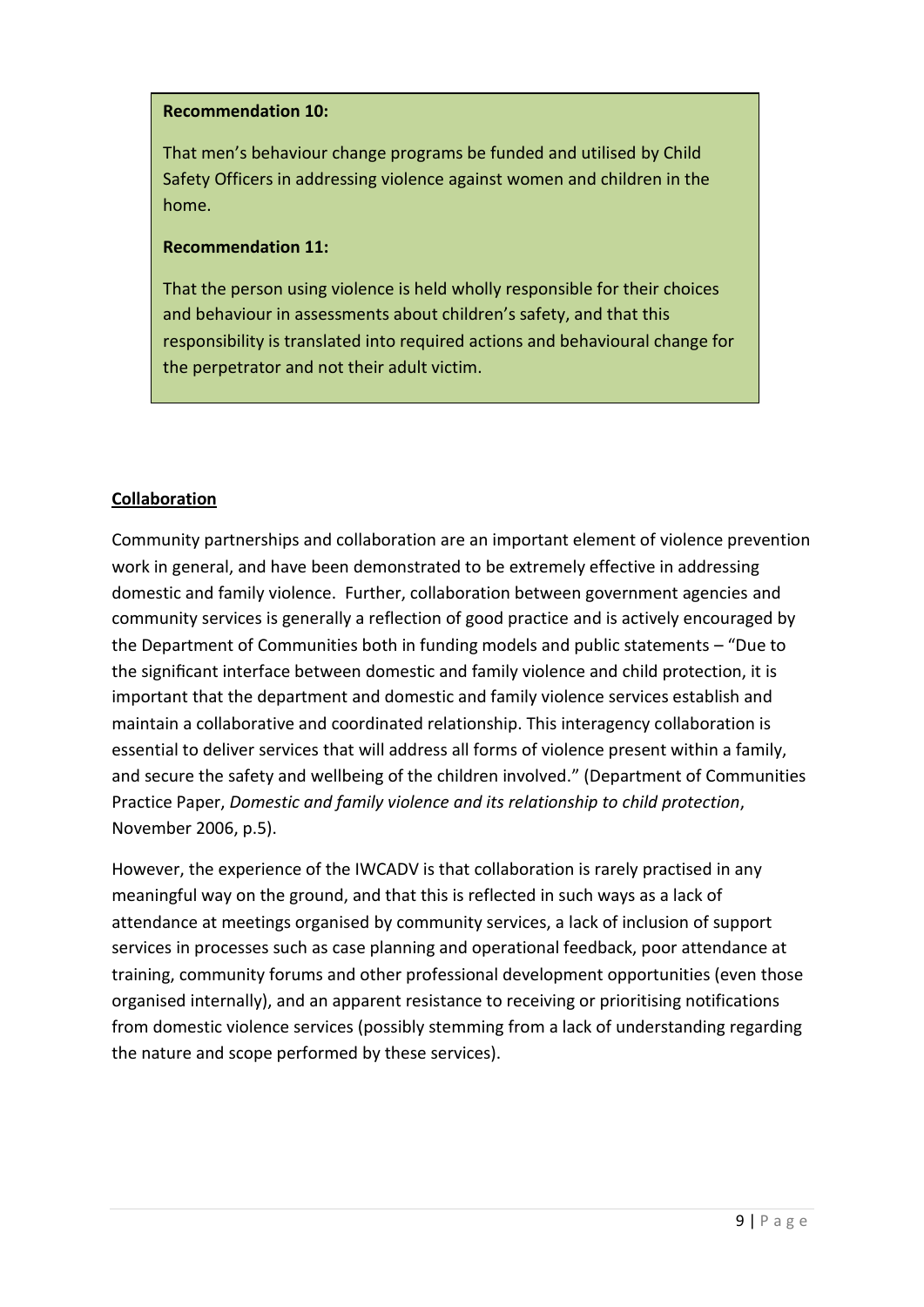**Recommendation 10:**

That men's behaviour change programs be funded and utilised by Child Safety Officers in addressing violence against women and children in the home.

**Recommendation 11:**

That the person using violence is held wholly responsible for their choices and behaviour in assessments about children's safety, and that this responsibility is translated into required actions and behavioural change for the perpetrator and not their adult victim.

## Collaboration

Community partnerships and collaboration are an important element of violence prevention work in general, and have been demonstrated to be extremely effective in addressing domestic and family violence. Further, collaboration between government agencies and community services is generally a reflection of good practice and is actively encouraged by the Department of Communities both in funding models and public statements – "Due to the significant interface between domestic and family violence and child protection, it is important that the department and domestic and family violence services establish and maintain a collaborative and coordinated relationship. This interagency collaboration is essential to deliver services that will address all forms of violence present within a family, and secure the safety and wellbeing of the children involved." (Department of Communities Practice Paper, *Domestic and family violence and its relationship to child protection*, November 2006, p.5).

However, the experience of the IWCADV is that collaboration is rarely practised in any meaningful way on the ground, and that this is reflected in such ways as a lack of attendance at meetings organised by community services, a lack of inclusion of support services in processes such as case planning and operational feedback, poor attendance at training, community forums and other professional development opportunities (even those organised internally), and an apparent resistance to receiving or prioritising notifications from domestic violence services (possibly stemming from a lack of understanding regarding the nature and scope performed by these services).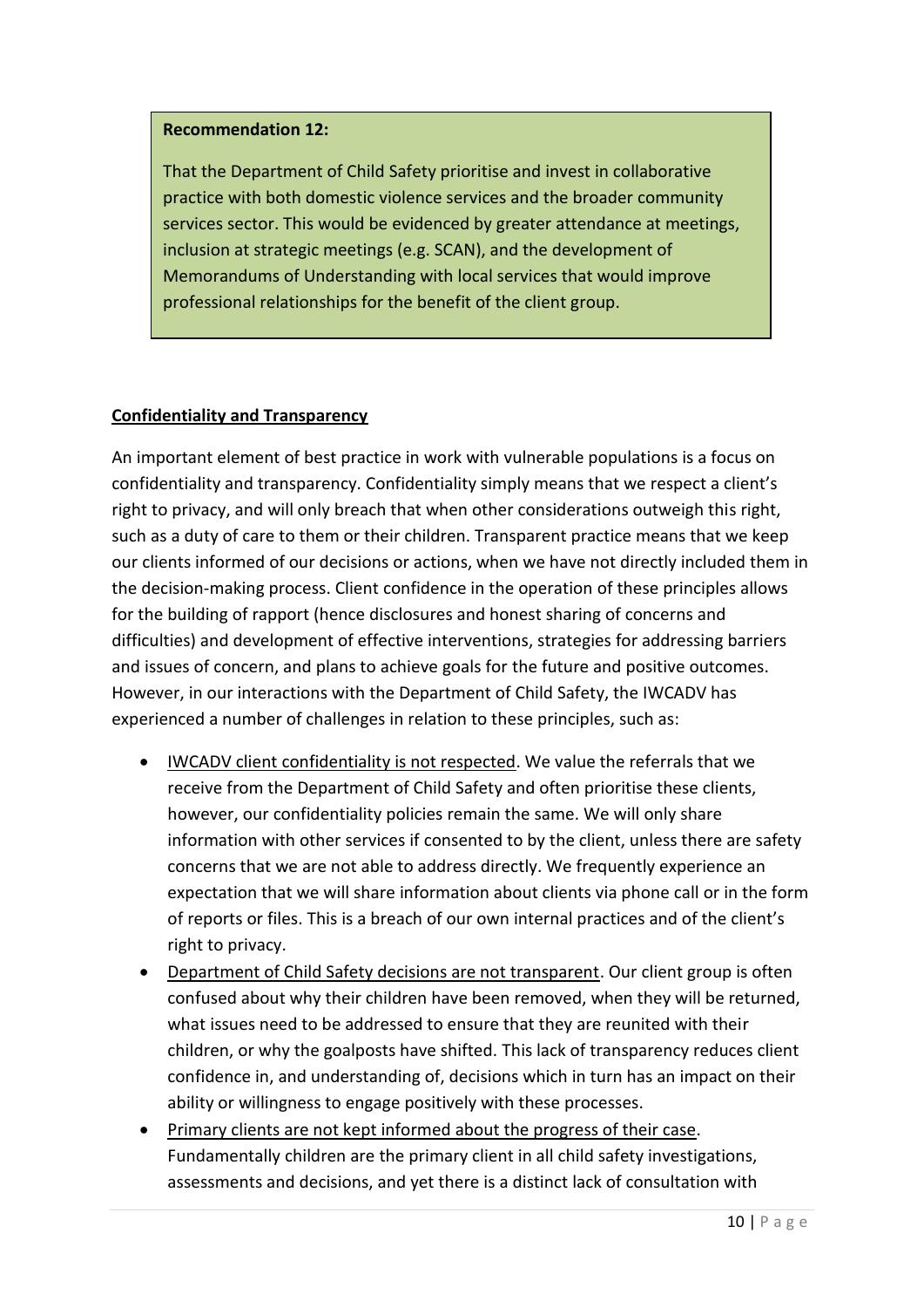**Recommendation 12:**

That the Department of Child Safety prioritise and invest in collaborative practice with both domestic violence services and the broader community services sector. This would be evidenced by greater attendance at meetings, inclusion at strategic meetings (e.g. SCAN), and the development of Memorandums of Understanding with local services that would improve professional relationships for the benefit of the client group.

## Confidentiality and Transparency

An important element of best practice in work with vulnerable populations is a focus on confidentiality and transparency. Confidentiality simply means that we respect a client's right to privacy, and will only breach that when other considerations outweigh this right, such as a duty of care to them or their children. Transparent practice means that we keep our clients informed of our decisions or actions, when we have not directly included them in the decision-making process. Client confidence in the operation of these principles allows for the building of rapport (hence disclosures and honest sharing of concerns and difficulties) and development of effective interventions, strategies for addressing barriers and issues of concern, and plans to achieve goals for the future and positive outcomes. However, in our interactions with the Department of Child Safety, the IWCADV has experienced a number of challenges in relation to these principles, such as:

- IWCADV client confidentiality is not respected. We value the referrals that we receive from the Department of Child Safety and often prioritise these clients, however, our confidentiality policies remain the same. We will only share information with other services if consented to by the client, unless there are safety concerns that we are not able to address directly. We frequently experience an expectation that we will share information about clients via phone call or in the form of reports or files. This is a breach of our own internal practices and of the client's right to privacy.
- Department of Child Safety decisions are not transparent. Our client group is often confused about why their children have been removed, when they will be returned, what issues need to be addressed to ensure that they are reunited with their children, or why the goalposts have shifted. This lack of transparency reduces client confidence in, and understanding of, decisions which in turn has an impact on their ability or willingness to engage positively with these processes.
- Primary clients are not kept informed about the progress of their case. Fundamentally children are the primary client in all child safety investigations, assessments and decisions, and yet there is a distinct lack of consultation with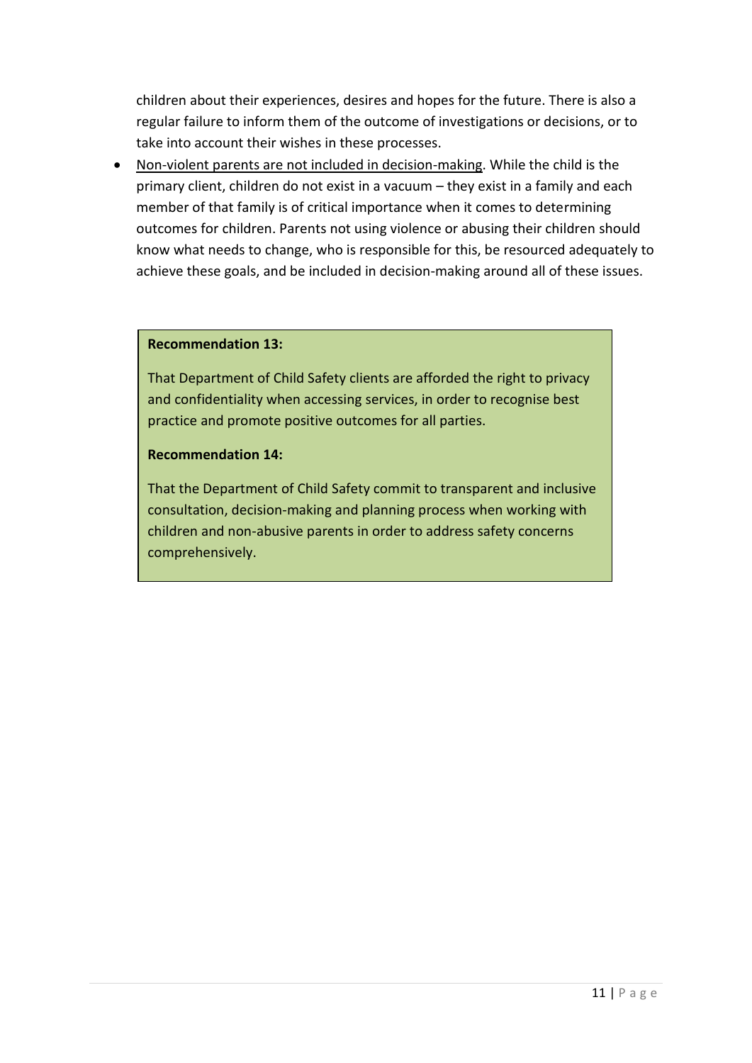children about their experiences, desires and hopes for the future. There is also a regular failure to inform them of the outcome of investigations or decisions, or to take into account their wishes in these processes.

- <u>Non-violent parents are not included in decision-making</u>. While the child is the primary client, children do not exist in a vacuum – they exist in a family and each member of that family is of critical importance when it comes to determining outcomes for children. Parents not using violence or abusing their children should know what needs to change, who is responsible for this, be resourced adequately to achieve these goals, and be included in decision-making around all of these issues.

**Recommendation 13:**

That Department of Child Safety clients are afforded the right to privacy and confidentiality when accessing services, in order to recognise best practice and promote positive outcomes for all parties.

**Recommendation 14:**

That the Department of Child Safety commit to transparent and inclusive consultation, decision-making and planning process when working with children and non-abusive parents in order to address safety concerns comprehensively.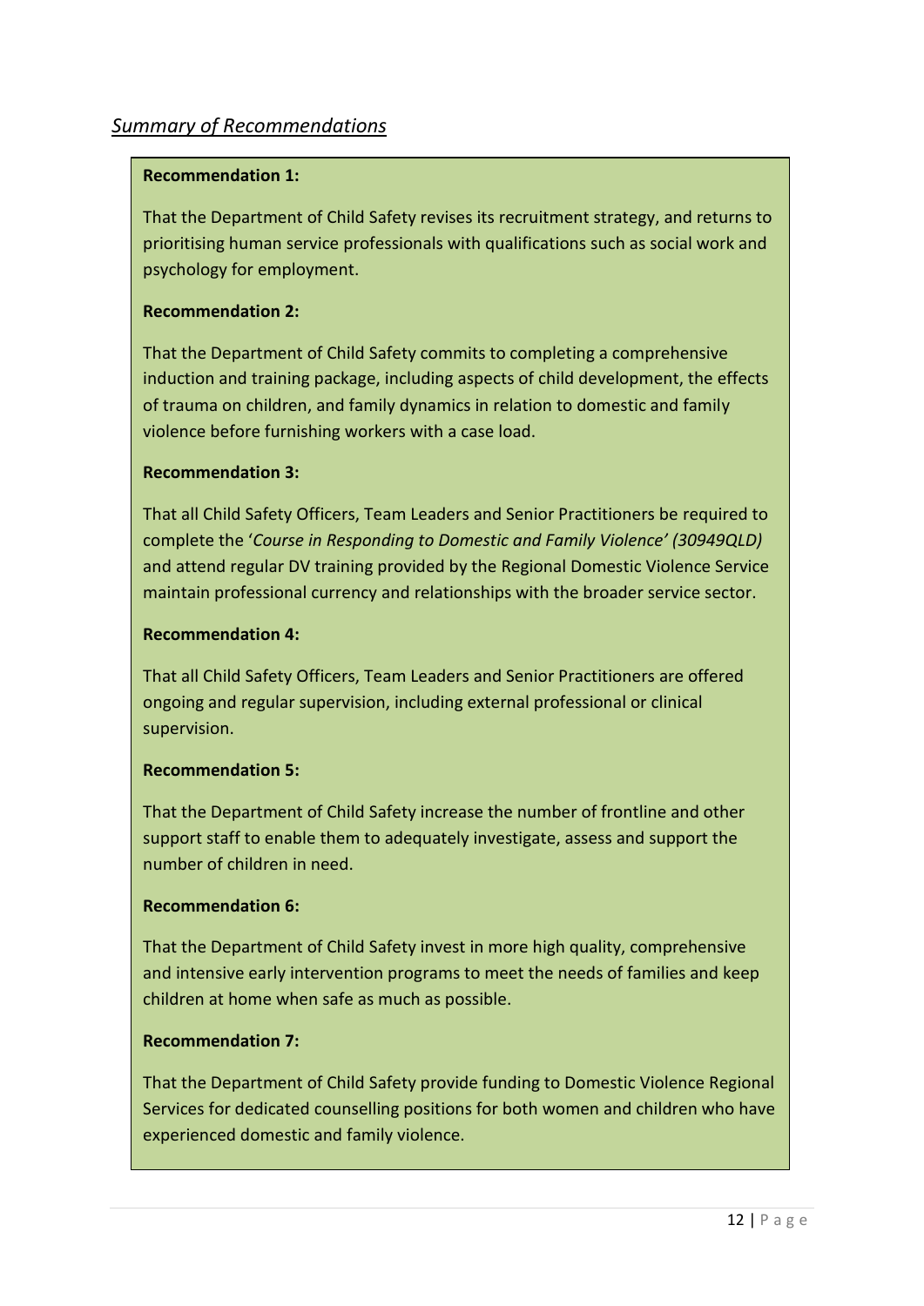## *Summary of Recommendations*

**Recommendation 1:**

That the Department of Child Safety revises its recruitment strategy, and returns to prioritising human service professionals with qualifications such as social work and psychology for employment.

**Recommendation 2:**

That the Department of Child Safety commits to completing a comprehensive induction and training package, including aspects of child development, the effects of trauma on children, and family dynamics in relation to domestic and family violence before furnishing workers with a case load.

**Recommendation 3:**

That all Child Safety Officers, Team Leaders and Senior Practitioners be required to complete the '*Course in Responding to Domestic and Family Violence' (30949QLD)* and attend regular DV training provided by the Regional Domestic Violence Service maintain professional currency and relationships with the broader service sector.

**Recommendation 4:**

That all Child Safety Officers, Team Leaders and Senior Practitioners are offered ongoing and regular supervision, including external professional or clinical supervision.

**Recommendation 5:**

That the Department of Child Safety increase the number of frontline and other support staff to enable them to adequately investigate, assess and support the number of children in need.

**Recommendation 6:**

That the Department of Child Safety invest in more high quality, comprehensive and intensive early intervention programs to meet the needs of families and keep children at home when safe as much as possible.

**Recommendation 7:**

That the Department of Child Safety provide funding to Domestic Violence Regional Services for dedicated counselling positions for both women and children who have experienced domestic and family violence.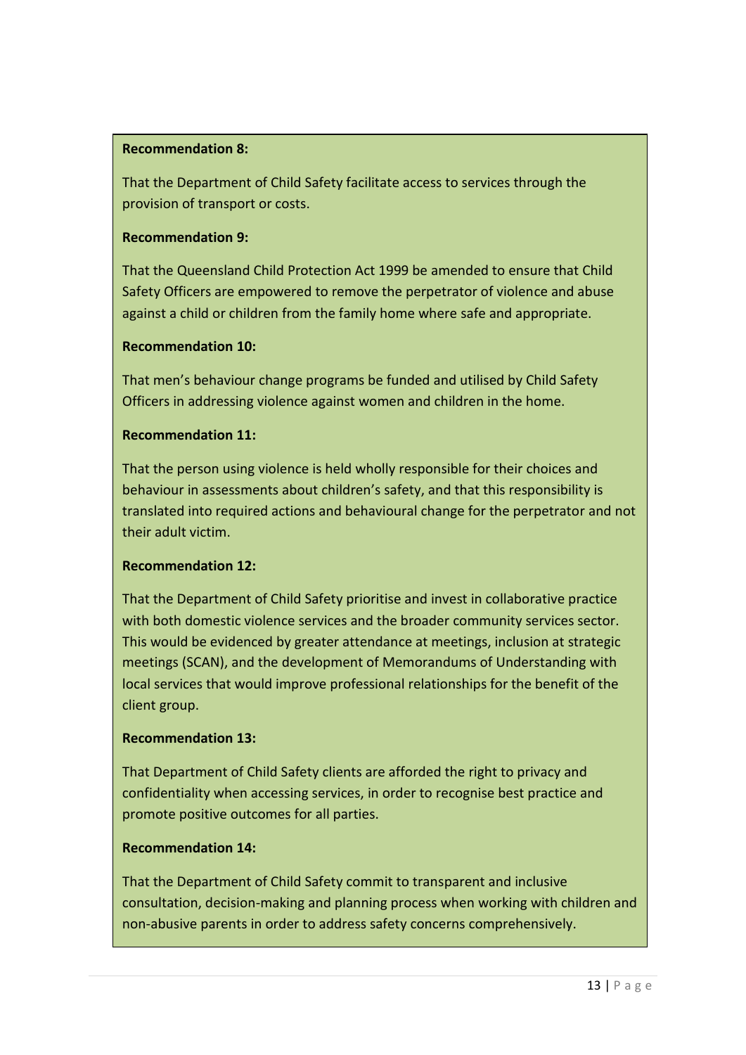**Recommendation 8:**

That the Department of Child Safety facilitate access to services through the provision of transport or costs.

**Recommendation 9:**

That the Queensland Child Protection Act 1999 be amended to ensure that Child Safety Officers are empowered to remove the perpetrator of violence and abuse against a child or children from the family home where safe and appropriate.

**Recommendation 10:**

That men's behaviour change programs be funded and utilised by Child Safety Officers in addressing violence against women and children in the home.

**Recommendation 11:**

That the person using violence is held wholly responsible for their choices and behaviour in assessments about children's safety, and that this responsibility is translated into required actions and behavioural change for the perpetrator and not their adult victim.

**Recommendation 12:**

That the Department of Child Safety prioritise and invest in collaborative practice with both domestic violence services and the broader community services sector. This would be evidenced by greater attendance at meetings, inclusion at strategic meetings (SCAN), and the development of Memorandums of Understanding with local services that would improve professional relationships for the benefit of the client group.

**Recommendation 13:**

That Department of Child Safety clients are afforded the right to privacy and confidentiality when accessing services, in order to recognise best practice and promote positive outcomes for all parties.

**Recommendation 14:**

That the Department of Child Safety commit to transparent and inclusive consultation, decision-making and planning process when working with children and non-abusive parents in order to address safety concerns comprehensively.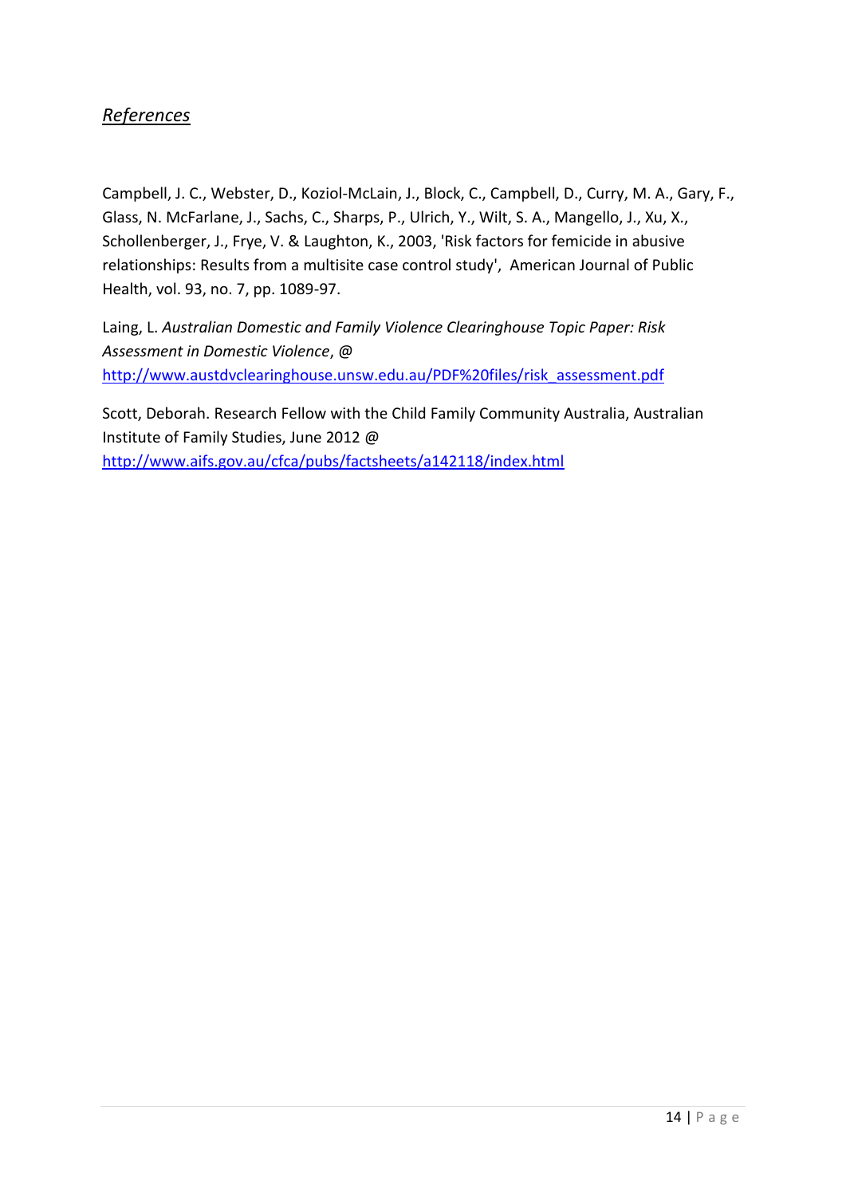## *References*

Campbell, J. C., Webster, D., Koziol-McLain, J., Block, C., Campbell, D., Curry, M. A., Gary, F., Glass, N. McFarlane, J., Sachs, C., Sharps, P., Ulrich, Y., Wilt, S. A., Mangello, J., Xu, X., Schollenberger, J., Frye, V. & Laughton, K., 2003, 'Risk factors for femicide in abusive relationships: Results from a multisite case control study', American Journal of Public Health, vol. 93, no. 7, pp. 1089-97.

Laing, L. *Australian Domestic and Family Violence Clearinghouse Topic Paper: Risk Assessment in Domestic Violence*, @ http://www.austdvclearinghouse.unsw.edu.au/PDF%20files/risk_assessment.pdf

Scott, Deborah. Research Fellow with the Child Family Community Australia, Australian Institute of Family Studies, June 2012 @ http://www.aifs.gov.au/cfca/pubs/factsheets/a142118/index.html